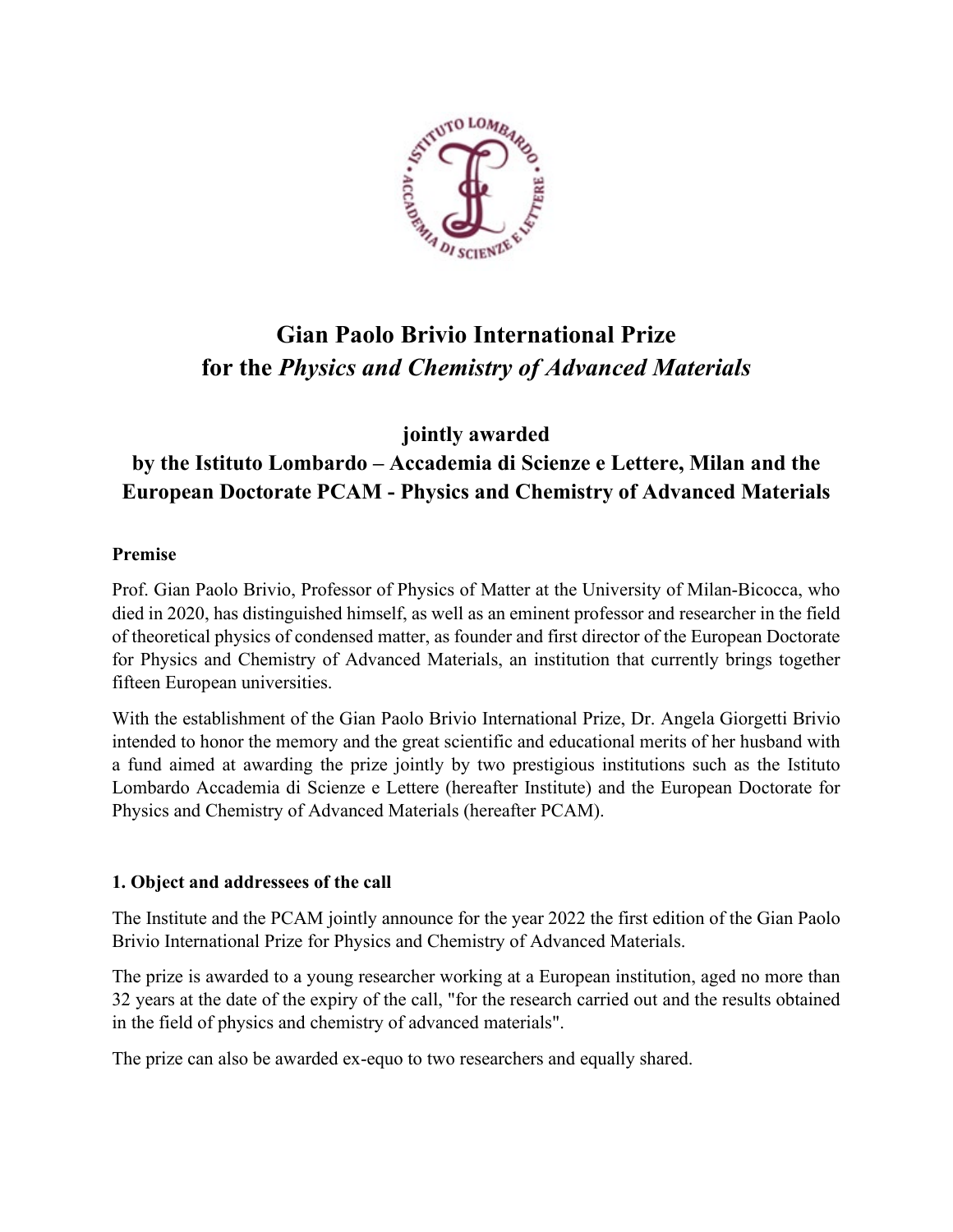# Gian Paolo Brivio International Prize for the *Physics and Chemistry of Advanced Materials*

## jointly awarded by the Istituto Lombardo – Accademia di Scienze e Lettere, Milan and the European Doctorate PCAM - Physics and Chemistry of Advanced Materials

### Premise

Prof. Gian Paolo Brivio, Professor of Physics of Matter at the University of Milan-Bicocca, who died in 2020, has distinguished himself, as well as an eminent professor and researcher in the field of theoretical physics of condensed matter, as founder and first director of the European Doctorate for Physics and Chemistry of Advanced Materials, an institution that currently brings together fifteen European universities.

With the establishment of the Gian Paolo Brivio International Prize, Dr. Angela Giorgetti Brivio intended to honor the memory and the great scientific and educational merits of her husband with a fund aimed at awarding the prize jointly by two prestigious institutions such as the Istituto Lombardo Accademia di Scienze e Lettere (hereafter Institute) and the European Doctorate for Physics and Chemistry of Advanced Materials (hereafter PCAM).

### 1. Object and addressees of the call

The Institute and the PCAM jointly announce for the year 2022 the first edition of the Gian Paolo Brivio International Prize for Physics and Chemistry of Advanced Materials.

The prize is awarded to a young researcher working at a European institution, aged no more than 32 years at the date of the expiry of the call, "for the research carried out and the results obtained in the field of physics and chemistry of advanced materials".

The prize can also be awarded ex-equo to two researchers and equally shared.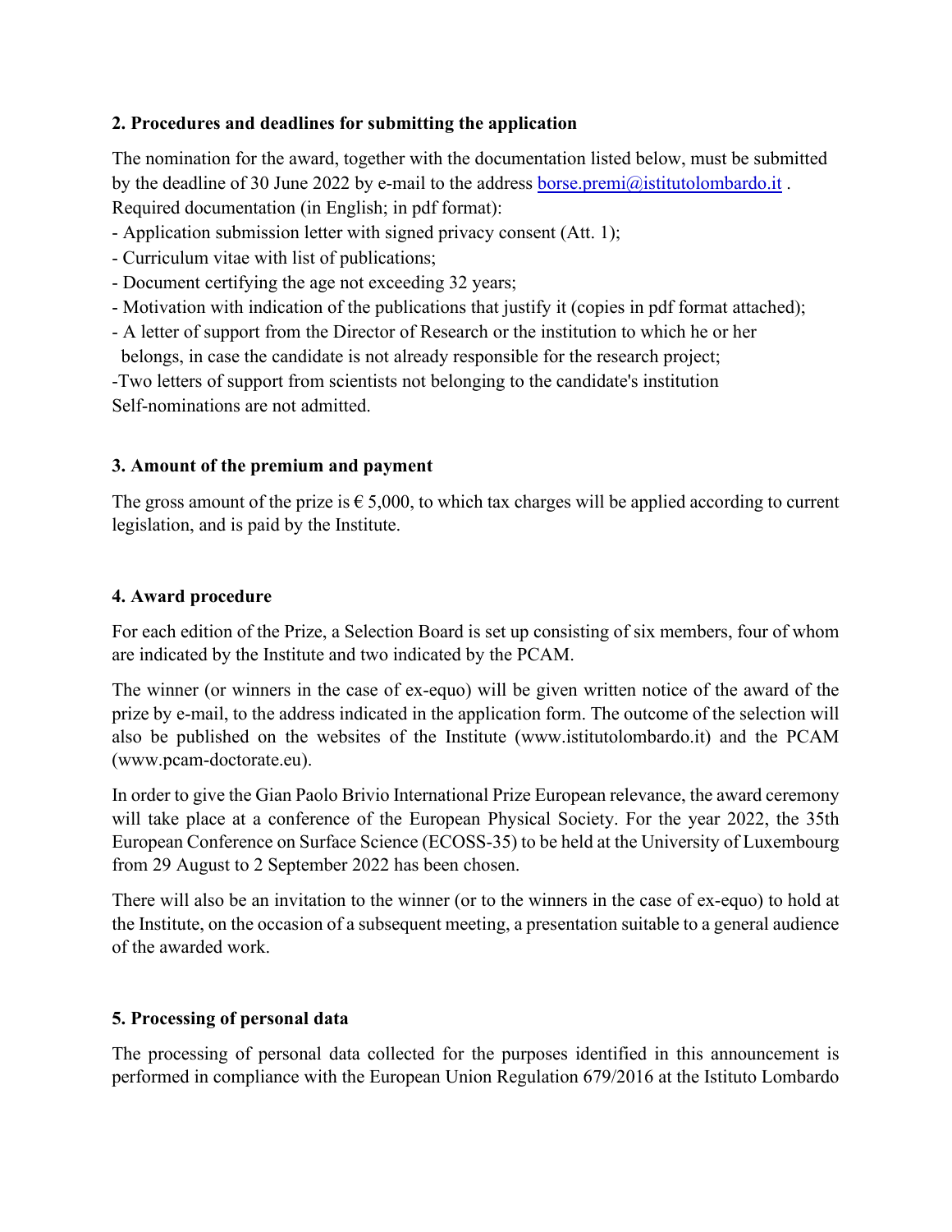## 2. Procedures and deadlines for submitting the application

The nomination for the award, together with the documentation listed below, must be submitted by the deadline of 30 June 2022 by e-mail to the address borse.premi@istitutolombardo.it .
Required documentation (in English; in pdf format):

- Application submission letter with signed privacy consent (Att. 1);
- Curriculum vitae with list of publications;
- Document certifying the age not exceeding 32 years;
- Motivation with indication of the publications that justify it (copies in pdf format attached);
- A letter of support from the Director of Research or the institution to which he or her belongs, in case the candidate is not already responsible for the research project;
- Two letters of support from scientists not belonging to the candidate's institution

Self-nominations are not admitted.

## 3. Amount of the premium and payment

The gross amount of the prize is € 5,000, to which tax charges will be applied according to current legislation, and is paid by the Institute.

## 4. Award procedure

For each edition of the Prize, a Selection Board is set up consisting of six members, four of whom are indicated by the Institute and two indicated by the PCAM.

The winner (or winners in the case of ex-equo) will be given written notice of the award of the prize by e-mail, to the address indicated in the application form. The outcome of the selection will also be published on the websites of the Institute (www.istitutolombardo.it) and the PCAM (www.pcam-doctorate.eu).

In order to give the Gian Paolo Brivio International Prize European relevance, the award ceremony will take place at a conference of the European Physical Society. For the year 2022, the 35th European Conference on Surface Science (ECOSS-35) to be held at the University of Luxembourg from 29 August to 2 September 2022 has been chosen.

There will also be an invitation to the winner (or to the winners in the case of ex-equo) to hold at the Institute, on the occasion of a subsequent meeting, a presentation suitable to a general audience of the awarded work.

## 5. Processing of personal data

The processing of personal data collected for the purposes identified in this announcement is performed in compliance with the European Union Regulation 679/2016 at the Istituto Lombardo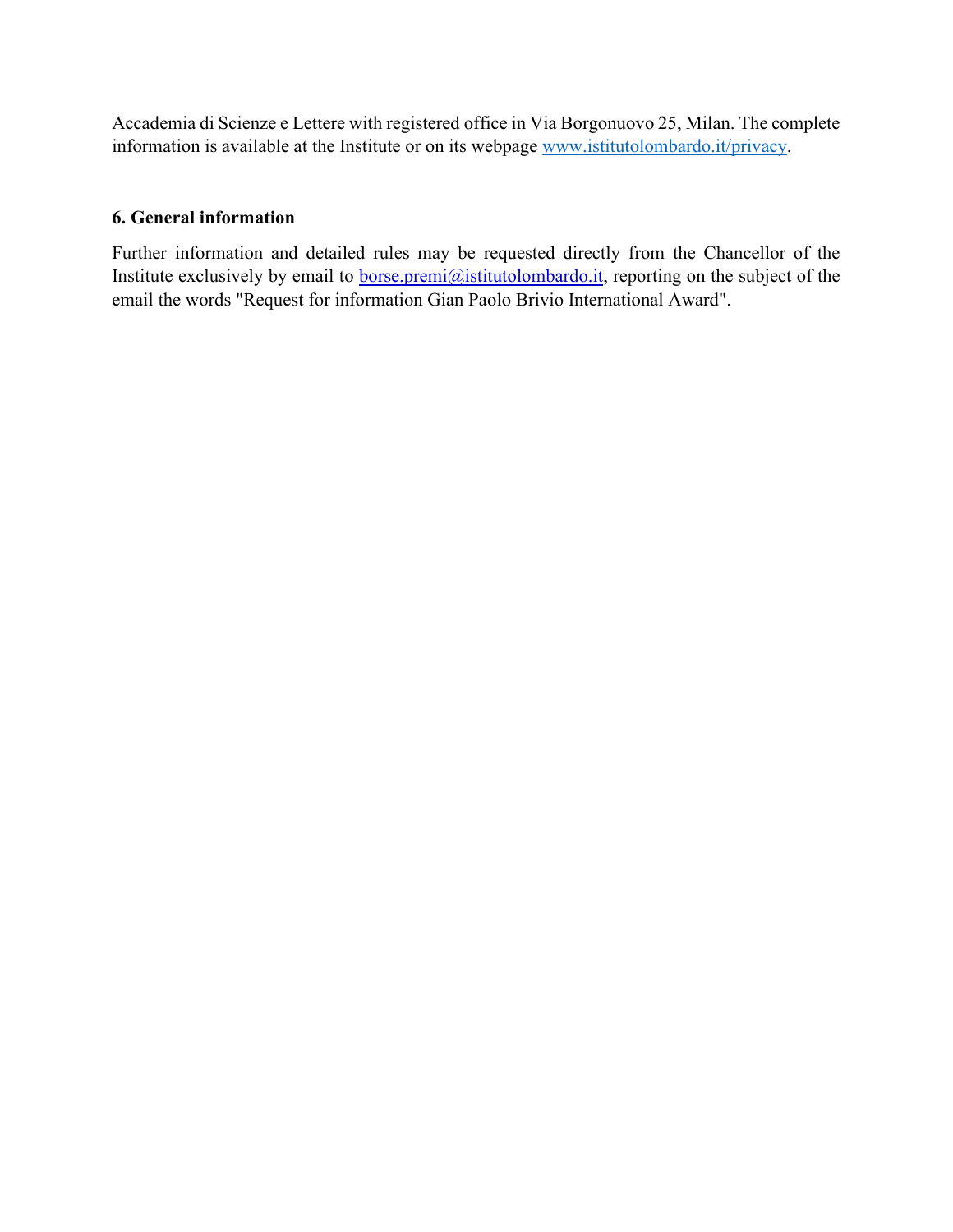Accademia di Scienze e Lettere with registered office in Via Borgonuovo 25, Milan. The complete information is available at the Institute or on its webpage www.istitutolombardo.it/privacy.

### 6. General information

Further information and detailed rules may be requested directly from the Chancellor of the Institute exclusively by email to borse.premi@istitutolombardo.it, reporting on the subject of the email the words "Request for information Gian Paolo Brivio International Award".